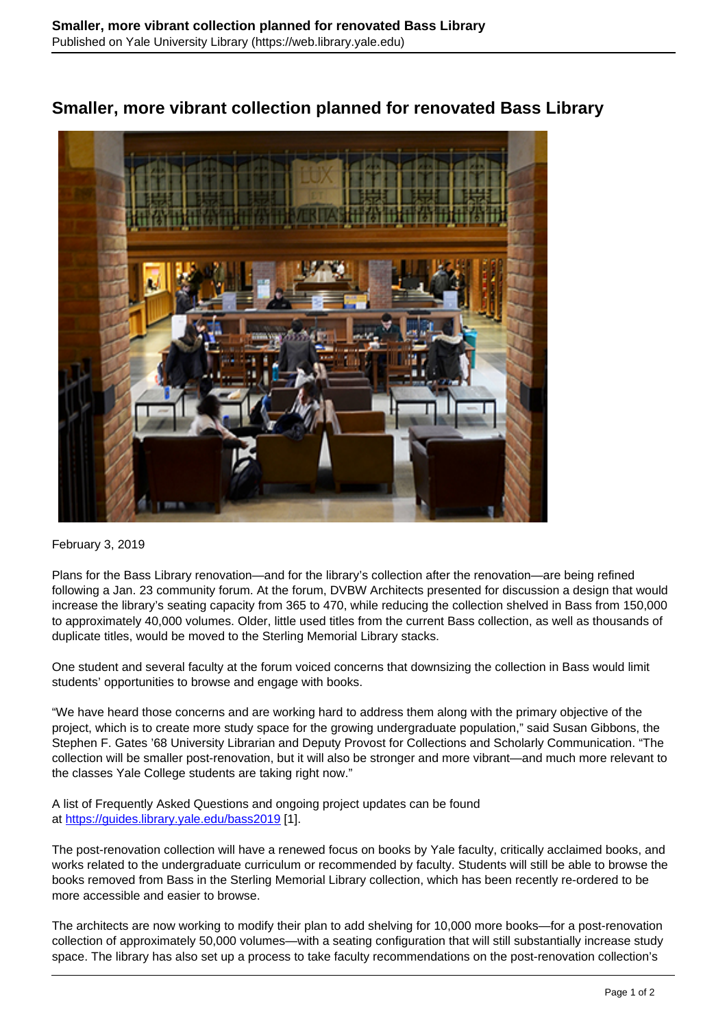# Smaller, more vibrant collection planned for renovated Bass Library

February 3, 2019

Plans for the Bass Library renovation—and for the library's collection after the renovation—are being refined following a Jan. 23 community forum. At the forum, DVBW Architects presented for discussion a design that would increase the library's seating capacity from 365 to 470, while reducing the collection shelved in Bass from 150,000 to approximately 40,000 volumes. Older, little used titles from the current Bass collection, as well as thousands of duplicate titles, would be moved to the Sterling Memorial Library stacks.

One student and several faculty at the forum voiced concerns that downsizing the collection in Bass would limit students' opportunities to browse and engage with books.

"We have heard those concerns and are working hard to address them along with the primary objective of the project, which is to create more study space for the growing undergraduate population," said Susan Gibbons, the Stephen F. Gates '68 University Librarian and Deputy Provost for Collections and Scholarly Communication. "The collection will be smaller post-renovation, but it will also be stronger and more vibrant—and much more relevant to the classes Yale College students are taking right now."

A list of Frequently Asked Questions and ongoing project updates can be found at https://guides.library.yale.edu/bass2019 [1].

The post-renovation collection will have a renewed focus on books by Yale faculty, critically acclaimed books, and works related to the undergraduate curriculum or recommended by faculty. Students will still be able to browse the books removed from Bass in the Sterling Memorial Library collection, which has been recently re-ordered to be more accessible and easier to browse.

The architects are now working to modify their plan to add shelving for 10,000 more books—for a post-renovation collection of approximately 50,000 volumes—with a seating configuration that will still substantially increase study space. The library has also set up a process to take faculty recommendations on the post-renovation collection's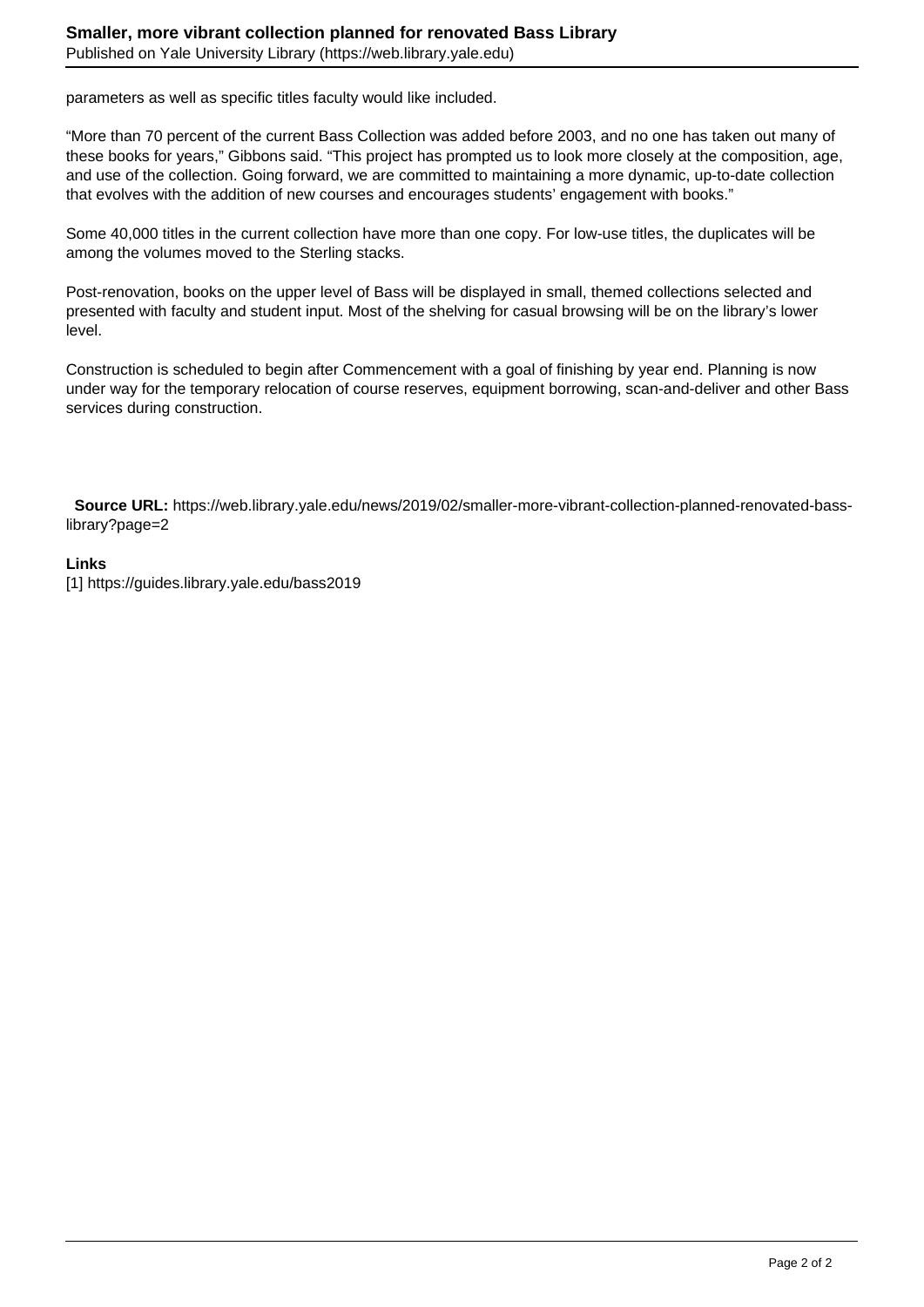parameters as well as specific titles faculty would like included.

“More than 70 percent of the current Bass Collection was added before 2003, and no one has taken out many of these books for years,” Gibbons said. “This project has prompted us to look more closely at the composition, age, and use of the collection. Going forward, we are committed to maintaining a more dynamic, up-to-date collection that evolves with the addition of new courses and encourages students’ engagement with books.”

Some 40,000 titles in the current collection have more than one copy. For low-use titles, the duplicates will be among the volumes moved to the Sterling stacks.

Post-renovation, books on the upper level of Bass will be displayed in small, themed collections selected and presented with faculty and student input. Most of the shelving for casual browsing will be on the library’s lower level.

Construction is scheduled to begin after Commencement with a goal of finishing by year end. Planning is now under way for the temporary relocation of course reserves, equipment borrowing, scan-and-deliver and other Bass services during construction.

**Source URL:** https://web.library.yale.edu/news/2019/02/smaller-more-vibrant-collection-planned-renovated-bass-library?page=2

**Links**

[1] https://guides.library.yale.edu/bass2019